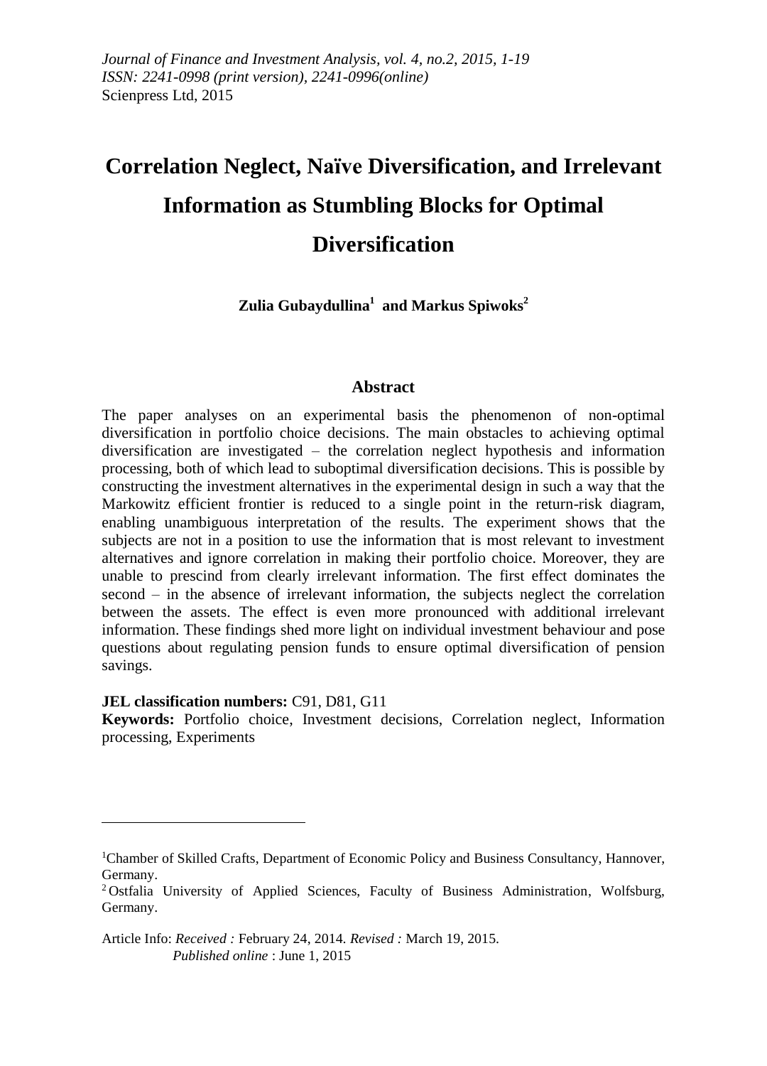*Journal of Finance and Investment Analysis, vol. 4, no.2, 2015, 1-19*
*ISSN: 2241-0998 (print version), 2241-0996(online)*
Scienpress Ltd, 2015

# Correlation Neglect, Naïve Diversification, and Irrelevant Information as Stumbling Blocks for Optimal Diversification

**Zulia Gubaydullina[1] and Markus Spiwoks[2]**

## Abstract

The paper analyses on an experimental basis the phenomenon of non-optimal diversification in portfolio choice decisions. The main obstacles to achieving optimal diversification are investigated – the correlation neglect hypothesis and information processing, both of which lead to suboptimal diversification decisions. This is possible by constructing the investment alternatives in the experimental design in such a way that the Markowitz efficient frontier is reduced to a single point in the return-risk diagram, enabling unambiguous interpretation of the results. The experiment shows that the subjects are not in a position to use the information that is most relevant to investment alternatives and ignore correlation in making their portfolio choice. Moreover, they are unable to prescind from clearly irrelevant information. The first effect dominates the second – in the absence of irrelevant information, the subjects neglect the correlation between the assets. The effect is even more pronounced with additional irrelevant information. These findings shed more light on individual investment behaviour and pose questions about regulating pension funds to ensure optimal diversification of pension savings.

**JEL classification numbers:** C91, D81, G11

**Keywords:** Portfolio choice, Investment decisions, Correlation neglect, Information processing, Experiments

---

[1]Chamber of Skilled Crafts, Department of Economic Policy and Business Consultancy, Hannover, Germany.

[2]Ostfalia University of Applied Sciences, Faculty of Business Administration, Wolfsburg, Germany.

Article Info: *Received :* February 24, 2014. *Revised :* March 19, 2015.
*Published online* : June 1, 2015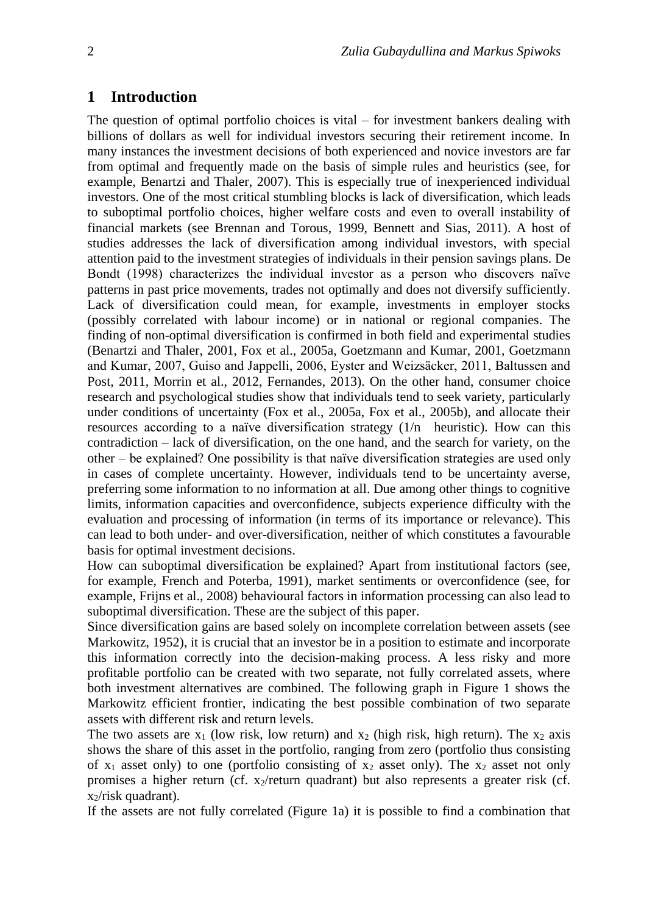## 1 Introduction

The question of optimal portfolio choices is vital – for investment bankers dealing with billions of dollars as well for individual investors securing their retirement income. In many instances the investment decisions of both experienced and novice investors are far from optimal and frequently made on the basis of simple rules and heuristics (see, for example, Benartzi and Thaler, 2007). This is especially true of inexperienced individual investors. One of the most critical stumbling blocks is lack of diversification, which leads to suboptimal portfolio choices, higher welfare costs and even to overall instability of financial markets (see Brennan and Torous, 1999, Bennett and Sias, 2011). A host of studies addresses the lack of diversification among individual investors, with special attention paid to the investment strategies of individuals in their pension savings plans. De Bondt (1998) characterizes the individual investor as a person who discovers naïve patterns in past price movements, trades not optimally and does not diversify sufficiently. Lack of diversification could mean, for example, investments in employer stocks (possibly correlated with labour income) or in national or regional companies. The finding of non-optimal diversification is confirmed in both field and experimental studies (Benartzi and Thaler, 2001, Fox et al., 2005a, Goetzmann and Kumar, 2001, Goetzmann and Kumar, 2007, Guiso and Jappelli, 2006, Eyster and Weizsäcker, 2011, Baltussen and Post, 2011, Morrin et al., 2012, Fernandes, 2013). On the other hand, consumer choice research and psychological studies show that individuals tend to seek variety, particularly under conditions of uncertainty (Fox et al., 2005a, Fox et al., 2005b), and allocate their resources according to a naïve diversification strategy (1/n heuristic). How can this contradiction – lack of diversification, on the one hand, and the search for variety, on the other – be explained? One possibility is that naïve diversification strategies are used only in cases of complete uncertainty. However, individuals tend to be uncertainty averse, preferring some information to no information at all. Due among other things to cognitive limits, information capacities and overconfidence, subjects experience difficulty with the evaluation and processing of information (in terms of its importance or relevance). This can lead to both under- and over-diversification, neither of which constitutes a favourable basis for optimal investment decisions.

How can suboptimal diversification be explained? Apart from institutional factors (see, for example, French and Poterba, 1991), market sentiments or overconfidence (see, for example, Frijns et al., 2008) behavioural factors in information processing can also lead to suboptimal diversification. These are the subject of this paper.

Since diversification gains are based solely on incomplete correlation between assets (see Markowitz, 1952), it is crucial that an investor be in a position to estimate and incorporate this information correctly into the decision-making process. A less risky and more profitable portfolio can be created with two separate, not fully correlated assets, where both investment alternatives are combined. The following graph in Figure 1 shows the Markowitz efficient frontier, indicating the best possible combination of two separate assets with different risk and return levels.

The two assets are $x_1$ (low risk, low return) and $x_2$ (high risk, high return). The $x_2$ axis shows the share of this asset in the portfolio, ranging from zero (portfolio thus consisting of $x_1$ asset only) to one (portfolio consisting of $x_2$ asset only). The $x_2$ asset not only promises a higher return (cf. $x_2$/return quadrant) but also represents a greater risk (cf. $x_2$/risk quadrant).

If the assets are not fully correlated (Figure 1a) it is possible to find a combination that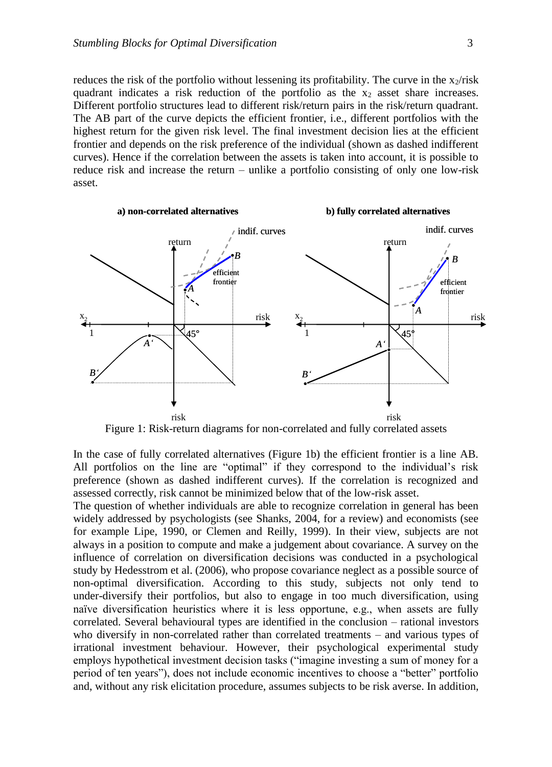reduces the risk of the portfolio without lessening its profitability. The curve in the $x_2$/risk quadrant indicates a risk reduction of the portfolio as the $x_2$ asset share increases. Different portfolio structures lead to different risk/return pairs in the risk/return quadrant. The AB part of the curve depicts the efficient frontier, i.e., different portfolios with the highest return for the given risk level. The final investment decision lies at the efficient frontier and depends on the risk preference of the individual (shown as dashed indifferent curves). Hence if the correlation between the assets is taken into account, it is possible to reduce risk and increase the return – unlike a portfolio consisting of only one low-risk asset.

Figure 1: Risk-return diagrams for non-correlated and fully correlated assets

In the case of fully correlated alternatives (Figure 1b) the efficient frontier is a line AB. All portfolios on the line are "optimal" if they correspond to the individual's risk preference (shown as dashed indifferent curves). If the correlation is recognized and assessed correctly, risk cannot be minimized below that of the low-risk asset.

The question of whether individuals are able to recognize correlation in general has been widely addressed by psychologists (see Shanks, 2004, for a review) and economists (see for example Lipe, 1990, or Clemen and Reilly, 1999). In their view, subjects are not always in a position to compute and make a judgement about covariance. A survey on the influence of correlation on diversification decisions was conducted in a psychological study by Hedesstrom et al. (2006), who propose covariance neglect as a possible source of non-optimal diversification. According to this study, subjects not only tend to under-diversify their portfolios, but also to engage in too much diversification, using naïve diversification heuristics where it is less opportune, e.g., when assets are fully correlated. Several behavioural types are identified in the conclusion – rational investors who diversify in non-correlated rather than correlated treatments – and various types of irrational investment behaviour. However, their psychological experimental study employs hypothetical investment decision tasks ("imagine investing a sum of money for a period of ten years"), does not include economic incentives to choose a "better" portfolio and, without any risk elicitation procedure, assumes subjects to be risk averse. In addition,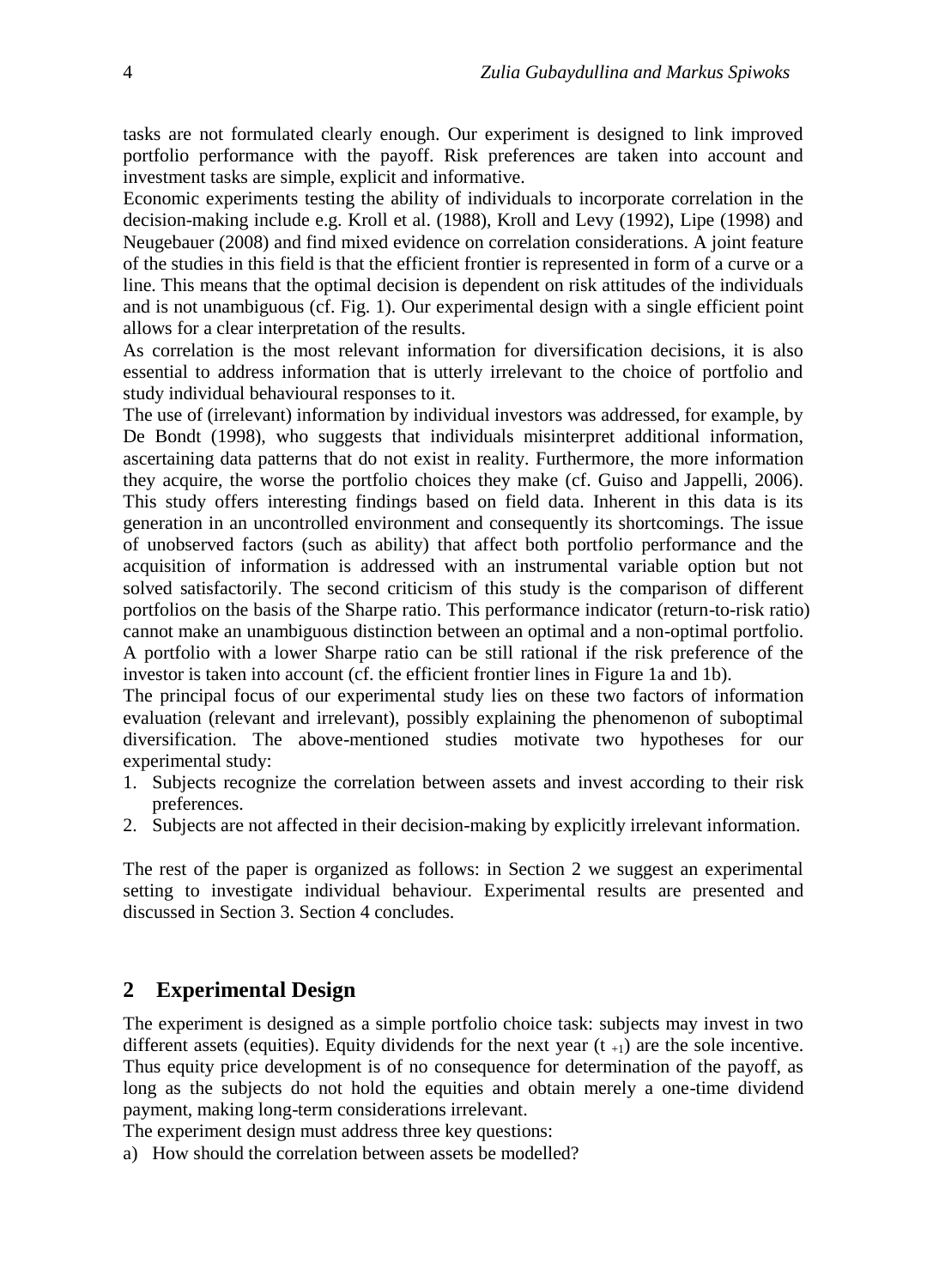tasks are not formulated clearly enough. Our experiment is designed to link improved portfolio performance with the payoff. Risk preferences are taken into account and investment tasks are simple, explicit and informative.

Economic experiments testing the ability of individuals to incorporate correlation in the decision-making include e.g. Kroll et al. (1988), Kroll and Levy (1992), Lipe (1998) and Neugebauer (2008) and find mixed evidence on correlation considerations. A joint feature of the studies in this field is that the efficient frontier is represented in form of a curve or a line. This means that the optimal decision is dependent on risk attitudes of the individuals and is not unambiguous (cf. Fig. 1). Our experimental design with a single efficient point allows for a clear interpretation of the results.

As correlation is the most relevant information for diversification decisions, it is also essential to address information that is utterly irrelevant to the choice of portfolio and study individual behavioural responses to it.

The use of (irrelevant) information by individual investors was addressed, for example, by De Bondt (1998), who suggests that individuals misinterpret additional information, ascertaining data patterns that do not exist in reality. Furthermore, the more information they acquire, the worse the portfolio choices they make (cf. Guiso and Jappelli, 2006). This study offers interesting findings based on field data. Inherent in this data is its generation in an uncontrolled environment and consequently its shortcomings. The issue of unobserved factors (such as ability) that affect both portfolio performance and the acquisition of information is addressed with an instrumental variable option but not solved satisfactorily. The second criticism of this study is the comparison of different portfolios on the basis of the Sharpe ratio. This performance indicator (return-to-risk ratio) cannot make an unambiguous distinction between an optimal and a non-optimal portfolio. A portfolio with a lower Sharpe ratio can be still rational if the risk preference of the investor is taken into account (cf. the efficient frontier lines in Figure 1a and 1b).

The principal focus of our experimental study lies on these two factors of information evaluation (relevant and irrelevant), possibly explaining the phenomenon of suboptimal diversification. The above-mentioned studies motivate two hypotheses for our experimental study:

1. Subjects recognize the correlation between assets and invest according to their risk preferences.
2. Subjects are not affected in their decision-making by explicitly irrelevant information.

The rest of the paper is organized as follows: in Section 2 we suggest an experimental setting to investigate individual behaviour. Experimental results are presented and discussed in Section 3. Section 4 concludes.

## 2 Experimental Design

The experiment is designed as a simple portfolio choice task: subjects may invest in two different assets (equities). Equity dividends for the next year ($t_{+1}$) are the sole incentive. Thus equity price development is of no consequence for determination of the payoff, as long as the subjects do not hold the equities and obtain merely a one-time dividend payment, making long-term considerations irrelevant.

The experiment design must address three key questions:

a) How should the correlation between assets be modelled?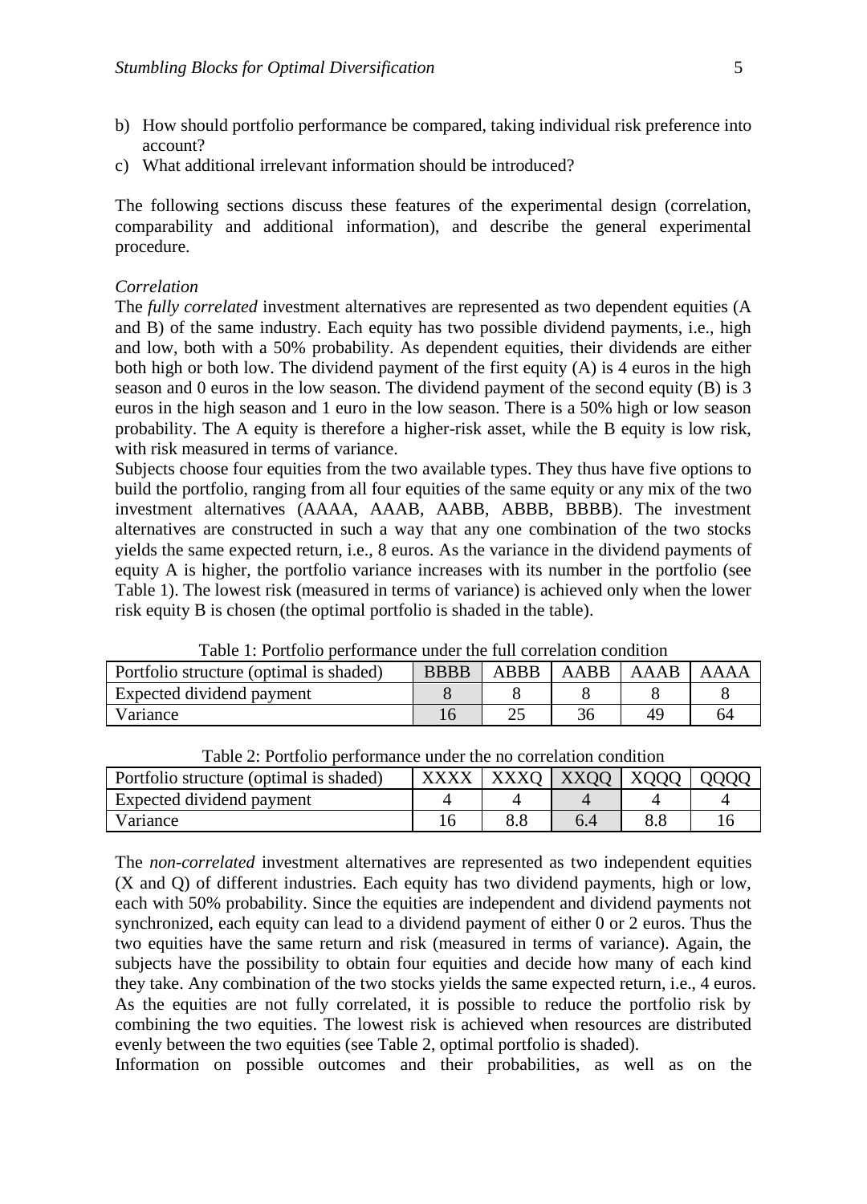b) How should portfolio performance be compared, taking individual risk preference into account?
c) What additional irrelevant information should be introduced?

The following sections discuss these features of the experimental design (correlation, comparability and additional information), and describe the general experimental procedure.

*Correlation*

The *fully correlated* investment alternatives are represented as two dependent equities (A and B) of the same industry. Each equity has two possible dividend payments, i.e., high and low, both with a 50% probability. As dependent equities, their dividends are either both high or both low. The dividend payment of the first equity (A) is 4 euros in the high season and 0 euros in the low season. The dividend payment of the second equity (B) is 3 euros in the high season and 1 euro in the low season. There is a 50% high or low season probability. The A equity is therefore a higher-risk asset, while the B equity is low risk, with risk measured in terms of variance.

Subjects choose four equities from the two available types. They thus have five options to build the portfolio, ranging from all four equities of the same equity or any mix of the two investment alternatives (AAAA, AAAB, AABB, ABBB, BBBB). The investment alternatives are constructed in such a way that any one combination of the two stocks yields the same expected return, i.e., 8 euros. As the variance in the dividend payments of equity A is higher, the portfolio variance increases with its number in the portfolio (see Table 1). The lowest risk (measured in terms of variance) is achieved only when the lower risk equity B is chosen (the optimal portfolio is shaded in the table).

Table 1: Portfolio performance under the full correlation condition

| Portfolio structure (optimal is shaded) | BBBB | ABBB | AABB | AAAB | AAAA |
|---|---|---|---|---|---|
| Expected dividend payment | 8 | 8 | 8 | 8 | 8 |
| Variance | 16 | 25 | 36 | 49 | 64 |

Table 2: Portfolio performance under the no correlation condition

| Portfolio structure (optimal is shaded) | XXXX | XXXQ | XXQQ | XQQQ | QQQQ |
|---|---|---|---|---|---|
| Expected dividend payment | 4 | 4 | 4 | 4 | 4 |
| Variance | 16 | 8.8 | 6.4 | 8.8 | 16 |

The *non-correlated* investment alternatives are represented as two independent equities (X and Q) of different industries. Each equity has two dividend payments, high or low, each with 50% probability. Since the equities are independent and dividend payments not synchronized, each equity can lead to a dividend payment of either 0 or 2 euros. Thus the two equities have the same return and risk (measured in terms of variance). Again, the subjects have the possibility to obtain four equities and decide how many of each kind they take. Any combination of the two stocks yields the same expected return, i.e., 4 euros. As the equities are not fully correlated, it is possible to reduce the portfolio risk by combining the two equities. The lowest risk is achieved when resources are distributed evenly between the two equities (see Table 2, optimal portfolio is shaded).

Information on possible outcomes and their probabilities, as well as on the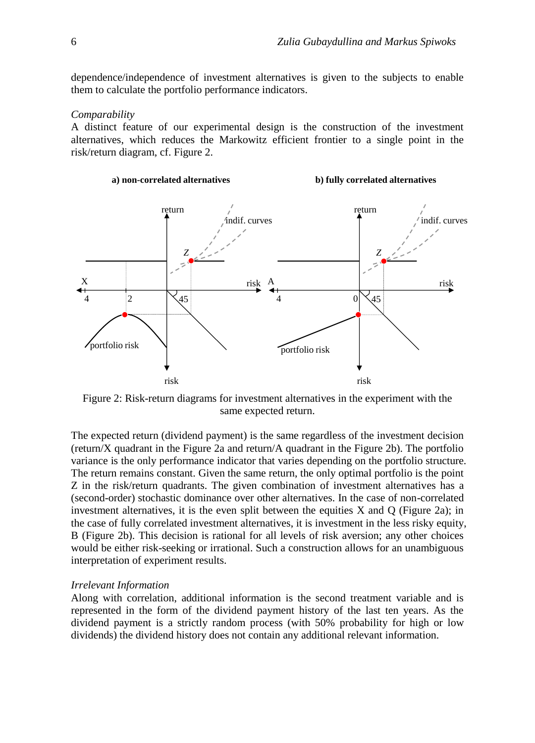dependence/independence of investment alternatives is given to the subjects to enable them to calculate the portfolio performance indicators.

*Comparability*

A distinct feature of our experimental design is the construction of the investment alternatives, which reduces the Markowitz efficient frontier to a single point in the risk/return diagram, cf. Figure 2.

Figure 2: Risk-return diagrams for investment alternatives in the experiment with the same expected return.

The expected return (dividend payment) is the same regardless of the investment decision (return/X quadrant in the Figure 2a and return/A quadrant in the Figure 2b). The portfolio variance is the only performance indicator that varies depending on the portfolio structure. The return remains constant. Given the same return, the only optimal portfolio is the point Z in the risk/return quadrants. The given combination of investment alternatives has a (second-order) stochastic dominance over other alternatives. In the case of non-correlated investment alternatives, it is the even split between the equities X and Q (Figure 2a); in the case of fully correlated investment alternatives, it is investment in the less risky equity, B (Figure 2b). This decision is rational for all levels of risk aversion; any other choices would be either risk-seeking or irrational. Such a construction allows for an unambiguous interpretation of experiment results.

*Irrelevant Information*

Along with correlation, additional information is the second treatment variable and is represented in the form of the dividend payment history of the last ten years. As the dividend payment is a strictly random process (with 50% probability for high or low dividends) the dividend history does not contain any additional relevant information.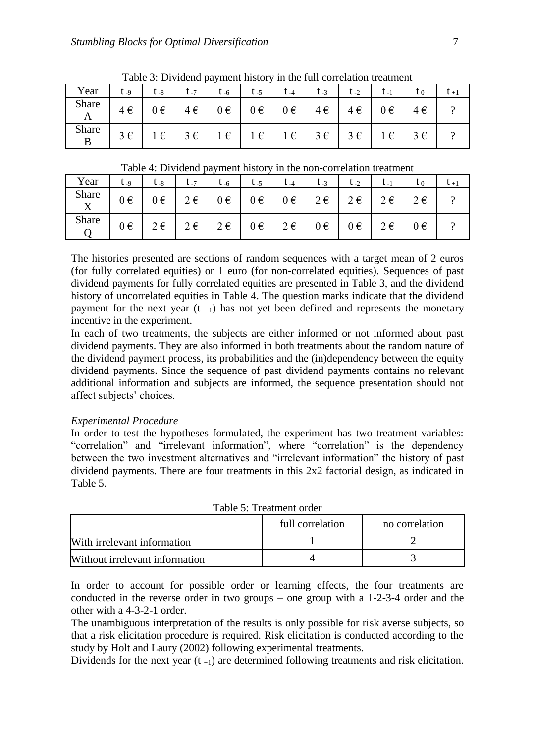Table 3: Dividend payment history in the full correlation treatment

| Year | $t_{-9}$ | $t_{-8}$ | $t_{-7}$ | $t_{-6}$ | $t_{-5}$ | $t_{-4}$ | $t_{-3}$ | $t_{-2}$ | $t_{-1}$ | $t_0$ | $t_{+1}$ |
|---|---|---|---|---|---|---|---|---|---|---|---|
| Share A | 4 € | 0 € | 4 € | 0 € | 0 € | 0 € | 4 € | 4 € | 0 € | 4 € | ? |
| Share B | 3 € | 1 € | 3 € | 1 € | 1 € | 1 € | 3 € | 3 € | 1 € | 3 € | ? |

Table 4: Dividend payment history in the non-correlation treatment

| Year | $t_{-9}$ | $t_{-8}$ | $t_{-7}$ | $t_{-6}$ | $t_{-5}$ | $t_{-4}$ | $t_{-3}$ | $t_{-2}$ | $t_{-1}$ | $t_0$ | $t_{+1}$ |
|---|---|---|---|---|---|---|---|---|---|---|---|
| Share X | 0 € | 0 € | 2 € | 0 € | 0 € | 0 € | 2 € | 2 € | 2 € | 2 € | ? |
| Share Q | 0 € | 2 € | 2 € | 2 € | 0 € | 2 € | 0 € | 0 € | 2 € | 0 € | ? |

The histories presented are sections of random sequences with a target mean of 2 euros (for fully correlated equities) or 1 euro (for non-correlated equities). Sequences of past dividend payments for fully correlated equities are presented in Table 3, and the dividend history of uncorrelated equities in Table 4. The question marks indicate that the dividend payment for the next year ($t_{+1}$) has not yet been defined and represents the monetary incentive in the experiment.

In each of two treatments, the subjects are either informed or not informed about past dividend payments. They are also informed in both treatments about the random nature of the dividend payment process, its probabilities and the (in)dependency between the equity dividend payments. Since the sequence of past dividend payments contains no relevant additional information and subjects are informed, the sequence presentation should not affect subjects' choices.

*Experimental Procedure*

In order to test the hypotheses formulated, the experiment has two treatment variables: "correlation" and "irrelevant information", where "correlation" is the dependency between the two investment alternatives and "irrelevant information" the history of past dividend payments. There are four treatments in this 2x2 factorial design, as indicated in Table 5.

Table 5: Treatment order

| | full correlation | no correlation |
|---|---|---|
| With irrelevant information | 1 | 2 |
| Without irrelevant information | 4 | 3 |

In order to account for possible order or learning effects, the four treatments are conducted in the reverse order in two groups – one group with a 1-2-3-4 order and the other with a 4-3-2-1 order.

The unambiguous interpretation of the results is only possible for risk averse subjects, so that a risk elicitation procedure is required. Risk elicitation is conducted according to the study by Holt and Laury (2002) following experimental treatments.

Dividends for the next year ($t_{+1}$) are determined following treatments and risk elicitation.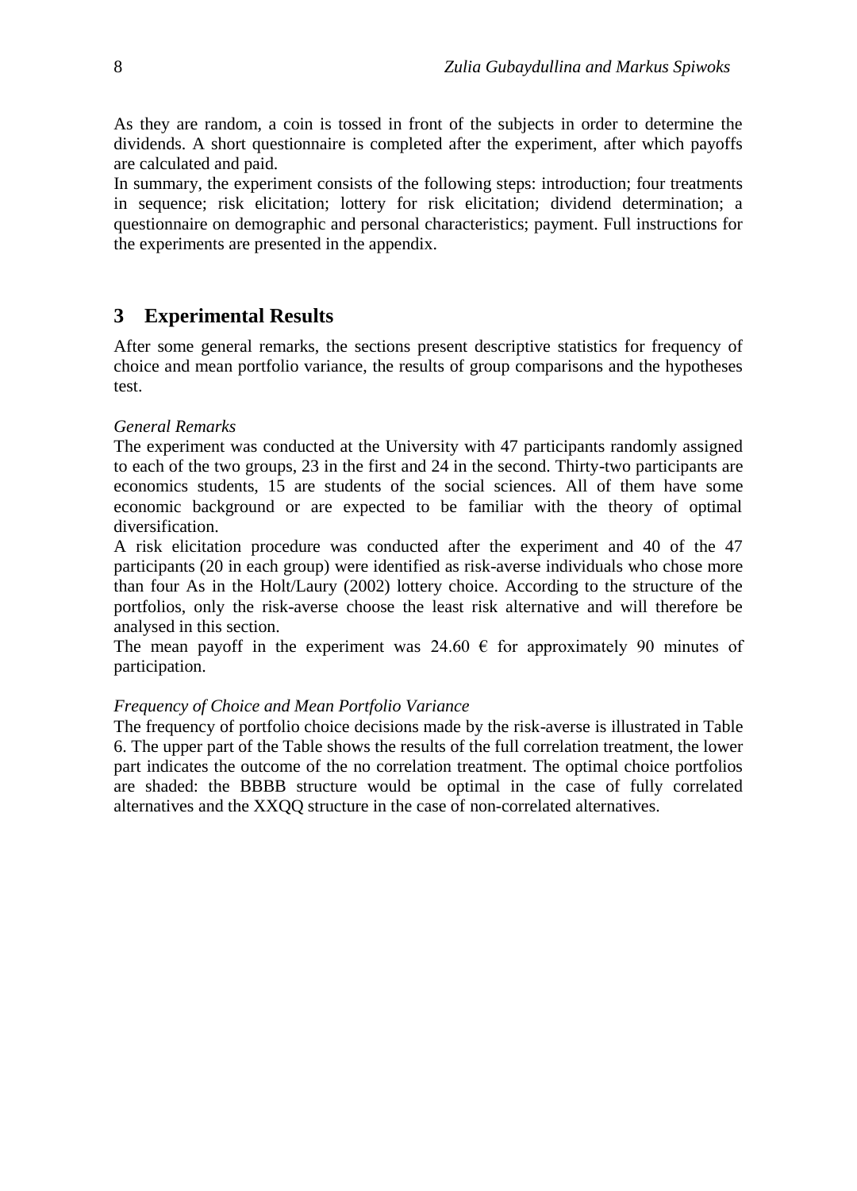As they are random, a coin is tossed in front of the subjects in order to determine the dividends. A short questionnaire is completed after the experiment, after which payoffs are calculated and paid.

In summary, the experiment consists of the following steps: introduction; four treatments in sequence; risk elicitation; lottery for risk elicitation; dividend determination; a questionnaire on demographic and personal characteristics; payment. Full instructions for the experiments are presented in the appendix.

## 3 Experimental Results

After some general remarks, the sections present descriptive statistics for frequency of choice and mean portfolio variance, the results of group comparisons and the hypotheses test.

*General Remarks*

The experiment was conducted at the University with 47 participants randomly assigned to each of the two groups, 23 in the first and 24 in the second. Thirty-two participants are economics students, 15 are students of the social sciences. All of them have some economic background or are expected to be familiar with the theory of optimal diversification.

A risk elicitation procedure was conducted after the experiment and 40 of the 47 participants (20 in each group) were identified as risk-averse individuals who chose more than four As in the Holt/Laury (2002) lottery choice. According to the structure of the portfolios, only the risk-averse choose the least risk alternative and will therefore be analysed in this section.

The mean payoff in the experiment was 24.60 € for approximately 90 minutes of participation.

*Frequency of Choice and Mean Portfolio Variance*

The frequency of portfolio choice decisions made by the risk-averse is illustrated in Table 6. The upper part of the Table shows the results of the full correlation treatment, the lower part indicates the outcome of the no correlation treatment. The optimal choice portfolios are shaded: the BBBB structure would be optimal in the case of fully correlated alternatives and the XXQQ structure in the case of non-correlated alternatives.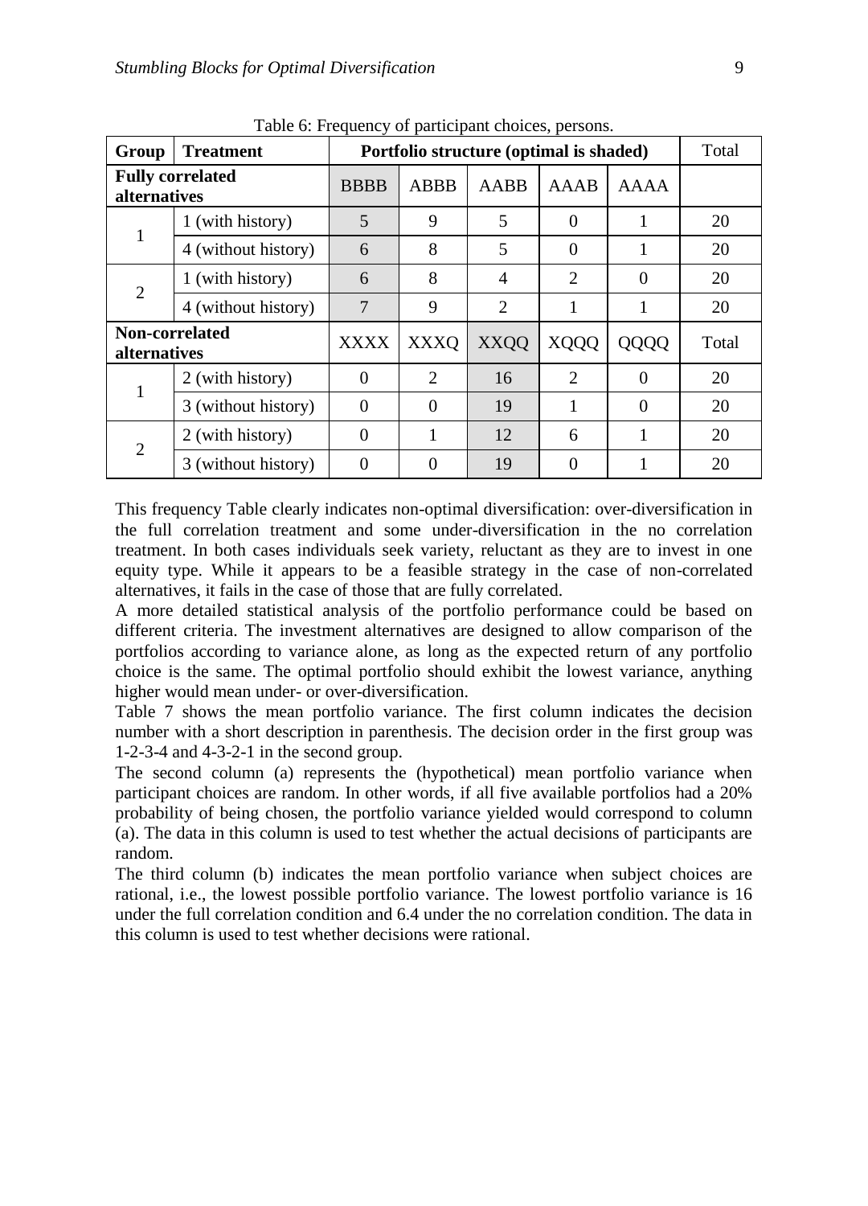Table 6: Frequency of participant choices, persons.

| Group | Treatment | Portfolio structure (optimal is shaded) | | | | | Total |
|---|---|---|---|---|---|---|---|
| **Fully correlated alternatives** | | BBBB | ABBB | AABB | AAAB | AAAA | |
| 1 | 1 (with history) | 5 | 9 | 5 | 0 | 1 | 20 |
| | 4 (without history) | 6 | 8 | 5 | 0 | 1 | 20 |
| 2 | 1 (with history) | 6 | 8 | 4 | 2 | 0 | 20 |
| | 4 (without history) | 7 | 9 | 2 | 1 | 1 | 20 |
| **Non-correlated alternatives** | | XXXX | XXXQ | XXQQ | XQQQ | QQQQ | Total |
| 1 | 2 (with history) | 0 | 2 | 16 | 2 | 0 | 20 |
| | 3 (without history) | 0 | 0 | 19 | 1 | 0 | 20 |
| 2 | 2 (with history) | 0 | 1 | 12 | 6 | 1 | 20 |
| | 3 (without history) | 0 | 0 | 19 | 0 | 1 | 20 |

This frequency Table clearly indicates non-optimal diversification: over-diversification in the full correlation treatment and some under-diversification in the no correlation treatment. In both cases individuals seek variety, reluctant as they are to invest in one equity type. While it appears to be a feasible strategy in the case of non-correlated alternatives, it fails in the case of those that are fully correlated.

A more detailed statistical analysis of the portfolio performance could be based on different criteria. The investment alternatives are designed to allow comparison of the portfolios according to variance alone, as long as the expected return of any portfolio choice is the same. The optimal portfolio should exhibit the lowest variance, anything higher would mean under- or over-diversification.

Table 7 shows the mean portfolio variance. The first column indicates the decision number with a short description in parenthesis. The decision order in the first group was 1-2-3-4 and 4-3-2-1 in the second group.

The second column (a) represents the (hypothetical) mean portfolio variance when participant choices are random. In other words, if all five available portfolios had a 20% probability of being chosen, the portfolio variance yielded would correspond to column (a). The data in this column is used to test whether the actual decisions of participants are random.

The third column (b) indicates the mean portfolio variance when subject choices are rational, i.e., the lowest possible portfolio variance. The lowest portfolio variance is 16 under the full correlation condition and 6.4 under the no correlation condition. The data in this column is used to test whether decisions were rational.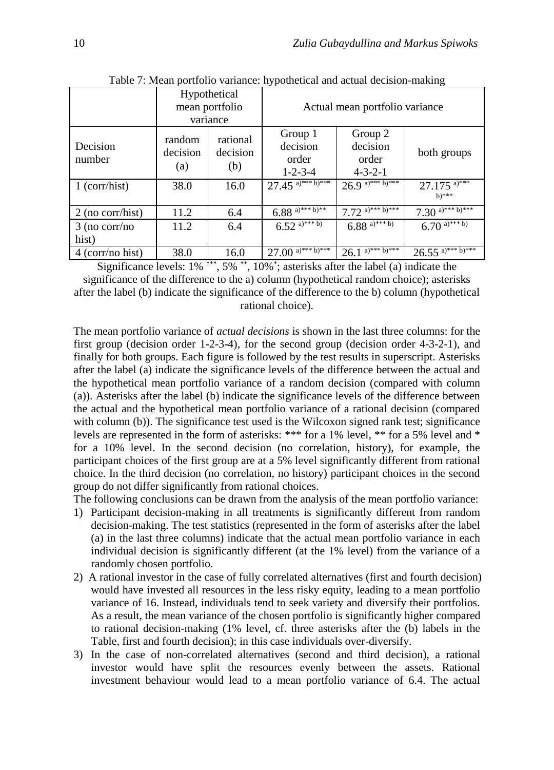Table 7: Mean portfolio variance: hypothetical and actual decision-making

| | Hypothetical mean portfolio variance | | Actual mean portfolio variance | | |
|---|---|---|---|---|---|
| Decision number | random decision (a) | rational decision (b) | Group 1 decision order 1-2-3-4 | Group 2 decision order 4-3-2-1 | both groups |
| 1 (corr/hist) | 38.0 | 16.0 | 27.45 a)*** b)*** | 26.9 a)*** b)*** | 27.175 a)*** b)*** |
| 2 (no corr/hist) | 11.2 | 6.4 | 6.88 a)*** b)** | 7.72 a)*** b)*** | 7.30 a)*** b)*** |
| 3 (no corr/no hist) | 11.2 | 6.4 | 6.52 a)*** b) | 6.88 a)*** b) | 6.70 a)*** b) |
| 4 (corr/no hist) | 38.0 | 16.0 | 27.00 a)*** b)*** | 26.1 a)*** b)*** | 26.55 a)*** b)*** |

Significance levels: 1% ***, 5% **, 10%*; asterisks after the label (a) indicate the significance of the difference to the a) column (hypothetical random choice); asterisks after the label (b) indicate the significance of the difference to the b) column (hypothetical rational choice).

The mean portfolio variance of *actual decisions* is shown in the last three columns: for the first group (decision order 1-2-3-4), for the second group (decision order 4-3-2-1), and finally for both groups. Each figure is followed by the test results in superscript. Asterisks after the label (a) indicate the significance levels of the difference between the actual and the hypothetical mean portfolio variance of a random decision (compared with column (a)). Asterisks after the label (b) indicate the significance levels of the difference between the actual and the hypothetical mean portfolio variance of a rational decision (compared with column (b)). The significance test used is the Wilcoxon signed rank test; significance levels are represented in the form of asterisks: *** for a 1% level, ** for a 5% level and * for a 10% level. In the second decision (no correlation, history), for example, the participant choices of the first group are at a 5% level significantly different from rational choice. In the third decision (no correlation, no history) participant choices in the second group do not differ significantly from rational choices.

The following conclusions can be drawn from the analysis of the mean portfolio variance:

1) Participant decision-making in all treatments is significantly different from random decision-making. The test statistics (represented in the form of asterisks after the label (a) in the last three columns) indicate that the actual mean portfolio variance in each individual decision is significantly different (at the 1% level) from the variance of a randomly chosen portfolio.
2) A rational investor in the case of fully correlated alternatives (first and fourth decision) would have invested all resources in the less risky equity, leading to a mean portfolio variance of 16. Instead, individuals tend to seek variety and diversify their portfolios. As a result, the mean variance of the chosen portfolio is significantly higher compared to rational decision-making (1% level, cf. three asterisks after the (b) labels in the Table, first and fourth decision); in this case individuals over-diversify.
3) In the case of non-correlated alternatives (second and third decision), a rational investor would have split the resources evenly between the assets. Rational investment behaviour would lead to a mean portfolio variance of 6.4. The actual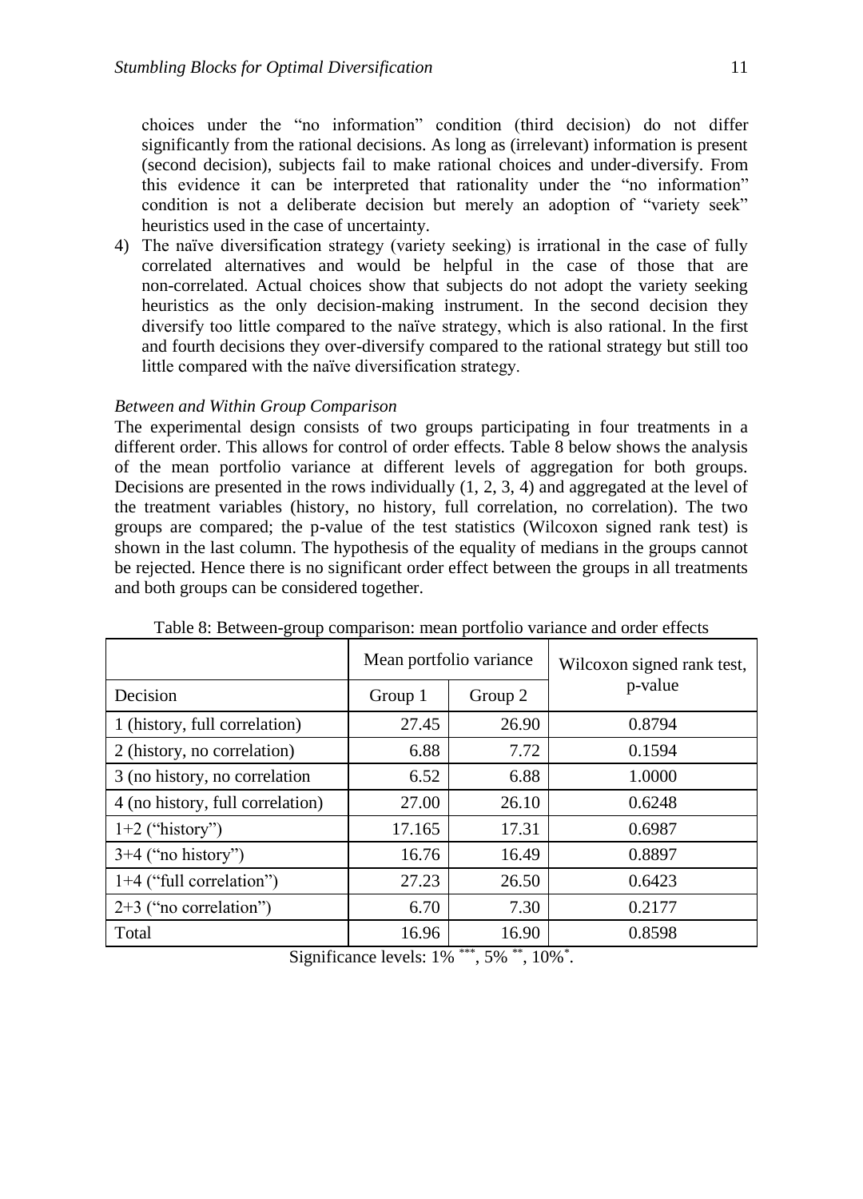choices under the "no information" condition (third decision) do not differ significantly from the rational decisions. As long as (irrelevant) information is present (second decision), subjects fail to make rational choices and under-diversify. From this evidence it can be interpreted that rationality under the "no information" condition is not a deliberate decision but merely an adoption of "variety seek" heuristics used in the case of uncertainty.

4) The naïve diversification strategy (variety seeking) is irrational in the case of fully correlated alternatives and would be helpful in the case of those that are non-correlated. Actual choices show that subjects do not adopt the variety seeking heuristics as the only decision-making instrument. In the second decision they diversify too little compared to the naïve strategy, which is also rational. In the first and fourth decisions they over-diversify compared to the rational strategy but still too little compared with the naïve diversification strategy.

*Between and Within Group Comparison*

The experimental design consists of two groups participating in four treatments in a different order. This allows for control of order effects. Table 8 below shows the analysis of the mean portfolio variance at different levels of aggregation for both groups. Decisions are presented in the rows individually (1, 2, 3, 4) and aggregated at the level of the treatment variables (history, no history, full correlation, no correlation). The two groups are compared; the p-value of the test statistics (Wilcoxon signed rank test) is shown in the last column. The hypothesis of the equality of medians in the groups cannot be rejected. Hence there is no significant order effect between the groups in all treatments and both groups can be considered together.

Table 8: Between-group comparison: mean portfolio variance and order effects

| | Mean portfolio variance | | Wilcoxon signed rank test, p-value |
|---|---|---|---|
| Decision | Group 1 | Group 2 | |
| 1 (history, full correlation) | 27.45 | 26.90 | 0.8794 |
| 2 (history, no correlation) | 6.88 | 7.72 | 0.1594 |
| 3 (no history, no correlation | 6.52 | 6.88 | 1.0000 |
| 4 (no history, full correlation) | 27.00 | 26.10 | 0.6248 |
| 1+2 ("history") | 17.165 | 17.31 | 0.6987 |
| 3+4 ("no history") | 16.76 | 16.49 | 0.8897 |
| 1+4 ("full correlation") | 27.23 | 26.50 | 0.6423 |
| 2+3 ("no correlation") | 6.70 | 7.30 | 0.2177 |
| Total | 16.96 | 16.90 | 0.8598 |

Significance levels: 1% ***, 5% **, 10% *.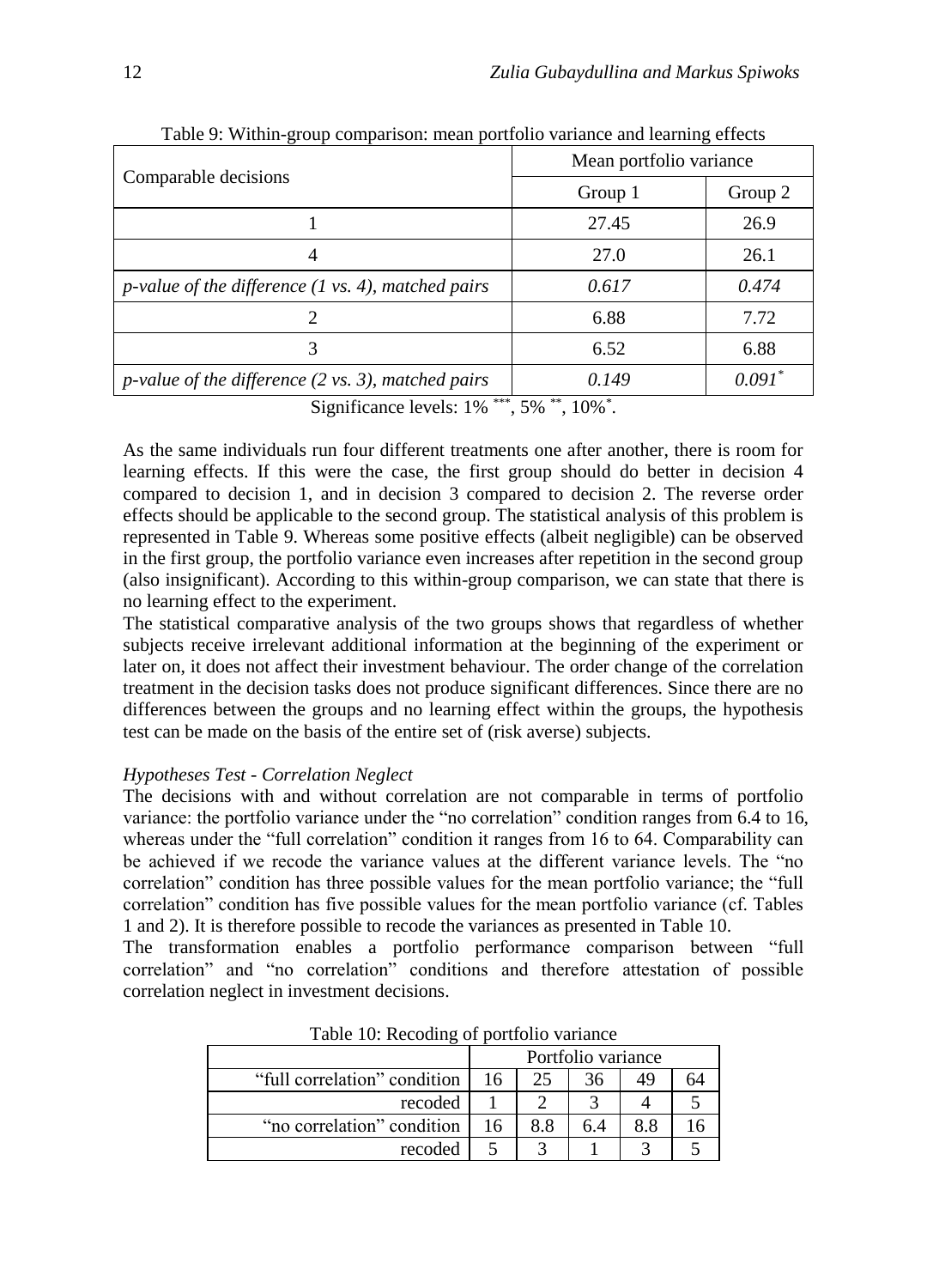Table 9: Within-group comparison: mean portfolio variance and learning effects

| Comparable decisions | Mean portfolio variance | |
|---|---|---|
| | Group 1 | Group 2 |
| 1 | 27.45 | 26.9 |
| 4 | 27.0 | 26.1 |
| *p-value of the difference (1 vs. 4), matched pairs* | *0.617* | *0.474* |
| 2 | 6.88 | 7.72 |
| 3 | 6.52 | 6.88 |
| *p-value of the difference (2 vs. 3), matched pairs* | *0.149* | *0.091*\* |

Significance levels: 1% \*\*\*, 5% \*\*, 10%\*.

As the same individuals run four different treatments one after another, there is room for learning effects. If this were the case, the first group should do better in decision 4 compared to decision 1, and in decision 3 compared to decision 2. The reverse order effects should be applicable to the second group. The statistical analysis of this problem is represented in Table 9. Whereas some positive effects (albeit negligible) can be observed in the first group, the portfolio variance even increases after repetition in the second group (also insignificant). According to this within-group comparison, we can state that there is no learning effect to the experiment.

The statistical comparative analysis of the two groups shows that regardless of whether subjects receive irrelevant additional information at the beginning of the experiment or later on, it does not affect their investment behaviour. The order change of the correlation treatment in the decision tasks does not produce significant differences. Since there are no differences between the groups and no learning effect within the groups, the hypothesis test can be made on the basis of the entire set of (risk averse) subjects.

*Hypotheses Test - Correlation Neglect*

The decisions with and without correlation are not comparable in terms of portfolio variance: the portfolio variance under the "no correlation" condition ranges from 6.4 to 16, whereas under the "full correlation" condition it ranges from 16 to 64. Comparability can be achieved if we recode the variance values at the different variance levels. The "no correlation" condition has three possible values for the mean portfolio variance; the "full correlation" condition has five possible values for the mean portfolio variance (cf. Tables 1 and 2). It is therefore possible to recode the variances as presented in Table 10.

The transformation enables a portfolio performance comparison between "full correlation" and "no correlation" conditions and therefore attestation of possible correlation neglect in investment decisions.

Table 10: Recoding of portfolio variance

| | Portfolio variance | | | | |
|---|---|---|---|---|---|
| "full correlation" condition | 16 | 25 | 36 | 49 | 64 |
| recoded | 1 | 2 | 3 | 4 | 5 |
| "no correlation" condition | 16 | 8.8 | 6.4 | 8.8 | 16 |
| recoded | 5 | 3 | 1 | 3 | 5 |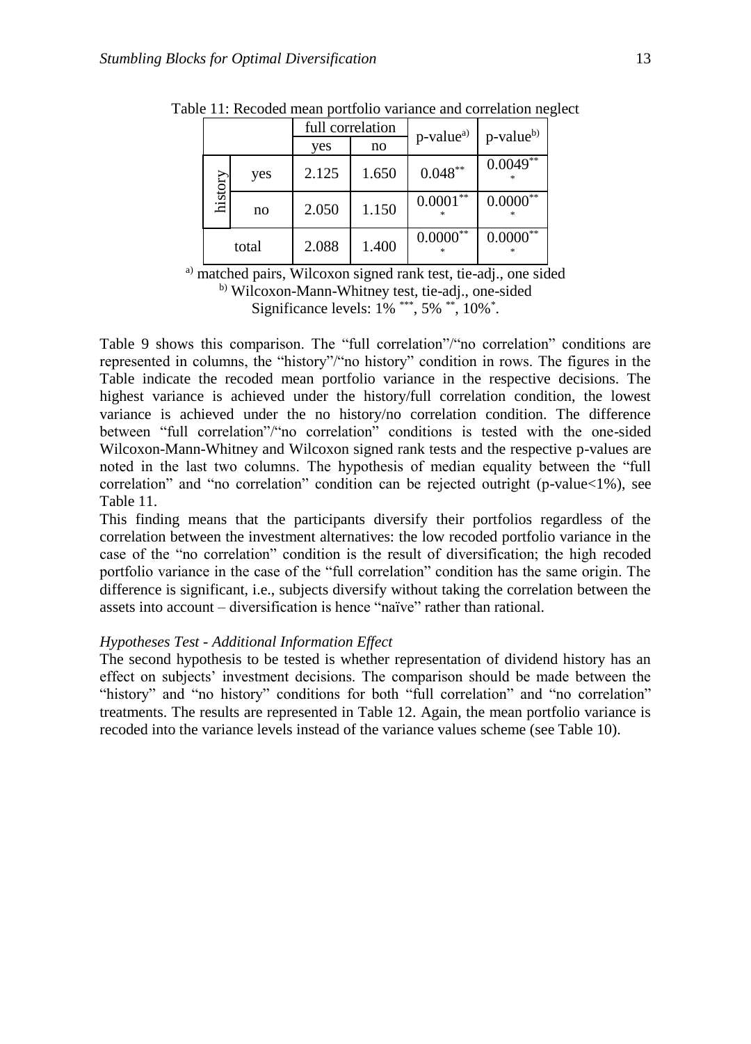Table 11: Recoded mean portfolio variance and correlation neglect

| | | full correlation | | p-value[a)] | p-value[b)] |
|---|---|---|---|---|---|
| | | yes | no | | |
| history | yes | 2.125 | 1.650 | 0.048** | 0.0049*** |
| | no | 2.050 | 1.150 | 0.0001*** | 0.0000*** |
| total | | 2.088 | 1.400 | 0.0000*** | 0.0000*** |

[a)] matched pairs, Wilcoxon signed rank test, tie-adj., one sided
[b)] Wilcoxon-Mann-Whitney test, tie-adj., one-sided
Significance levels: 1% ***, 5% **, 10% *.

Table 9 shows this comparison. The "full correlation"/"no correlation" conditions are represented in columns, the "history"/"no history" condition in rows. The figures in the Table indicate the recoded mean portfolio variance in the respective decisions. The highest variance is achieved under the history/full correlation condition, the lowest variance is achieved under the no history/no correlation condition. The difference between "full correlation"/"no correlation" conditions is tested with the one-sided Wilcoxon-Mann-Whitney and Wilcoxon signed rank tests and the respective p-values are noted in the last two columns. The hypothesis of median equality between the "full correlation" and "no correlation" condition can be rejected outright (p-value<1%), see Table 11.

This finding means that the participants diversify their portfolios regardless of the correlation between the investment alternatives: the low recoded portfolio variance in the case of the "no correlation" condition is the result of diversification; the high recoded portfolio variance in the case of the "full correlation" condition has the same origin. The difference is significant, i.e., subjects diversify without taking the correlation between the assets into account – diversification is hence "naïve" rather than rational.

*Hypotheses Test - Additional Information Effect*

The second hypothesis to be tested is whether representation of dividend history has an effect on subjects' investment decisions. The comparison should be made between the "history" and "no history" conditions for both "full correlation" and "no correlation" treatments. The results are represented in Table 12. Again, the mean portfolio variance is recoded into the variance levels instead of the variance values scheme (see Table 10).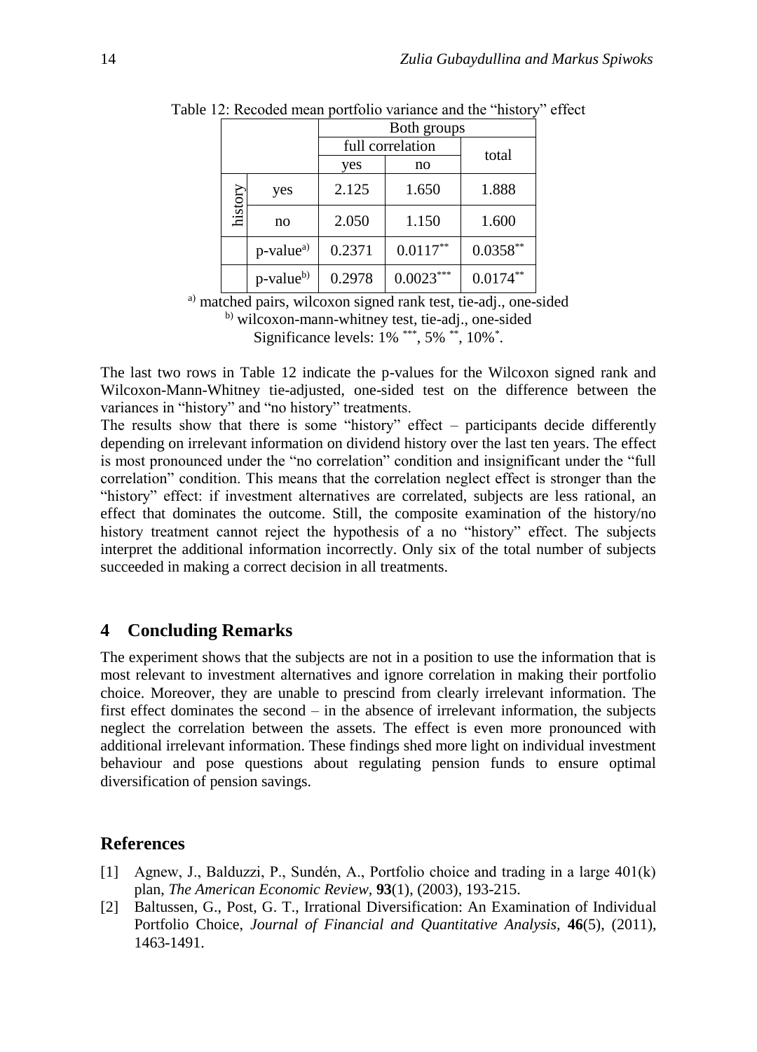Table 12: Recoded mean portfolio variance and the "history" effect

| | | Both groups | | |
|---|---|---|---|---|
| | | full correlation | | total |
| | | yes | no | |
| history | yes | 2.125 | 1.650 | 1.888 |
| | no | 2.050 | 1.150 | 1.600 |
| | p-value[a)] | 0.2371 | 0.0117** | 0.0358** |
| | p-value[b)] | 0.2978 | 0.0023*** | 0.0174** |

[a)] matched pairs, wilcoxon signed rank test, tie-adj., one-sided
[b)] wilcoxon-mann-whitney test, tie-adj., one-sided
Significance levels: 1% ***, 5% **, 10%*.

The last two rows in Table 12 indicate the p-values for the Wilcoxon signed rank and Wilcoxon-Mann-Whitney tie-adjusted, one-sided test on the difference between the variances in "history" and "no history" treatments.

The results show that there is some "history" effect – participants decide differently depending on irrelevant information on dividend history over the last ten years. The effect is most pronounced under the "no correlation" condition and insignificant under the "full correlation" condition. This means that the correlation neglect effect is stronger than the "history" effect: if investment alternatives are correlated, subjects are less rational, an effect that dominates the outcome. Still, the composite examination of the history/no history treatment cannot reject the hypothesis of a no "history" effect. The subjects interpret the additional information incorrectly. Only six of the total number of subjects succeeded in making a correct decision in all treatments.

## 4 Concluding Remarks

The experiment shows that the subjects are not in a position to use the information that is most relevant to investment alternatives and ignore correlation in making their portfolio choice. Moreover, they are unable to prescind from clearly irrelevant information. The first effect dominates the second – in the absence of irrelevant information, the subjects neglect the correlation between the assets. The effect is even more pronounced with additional irrelevant information. These findings shed more light on individual investment behaviour and pose questions about regulating pension funds to ensure optimal diversification of pension savings.

## References

[1] Agnew, J., Balduzzi, P., Sundén, A., Portfolio choice and trading in a large 401(k) plan, *The American Economic Review*, **93**(1), (2003), 193-215.

[2] Baltussen, G., Post, G. T., Irrational Diversification: An Examination of Individual Portfolio Choice, *Journal of Financial and Quantitative Analysis*, **46**(5), (2011), 1463-1491.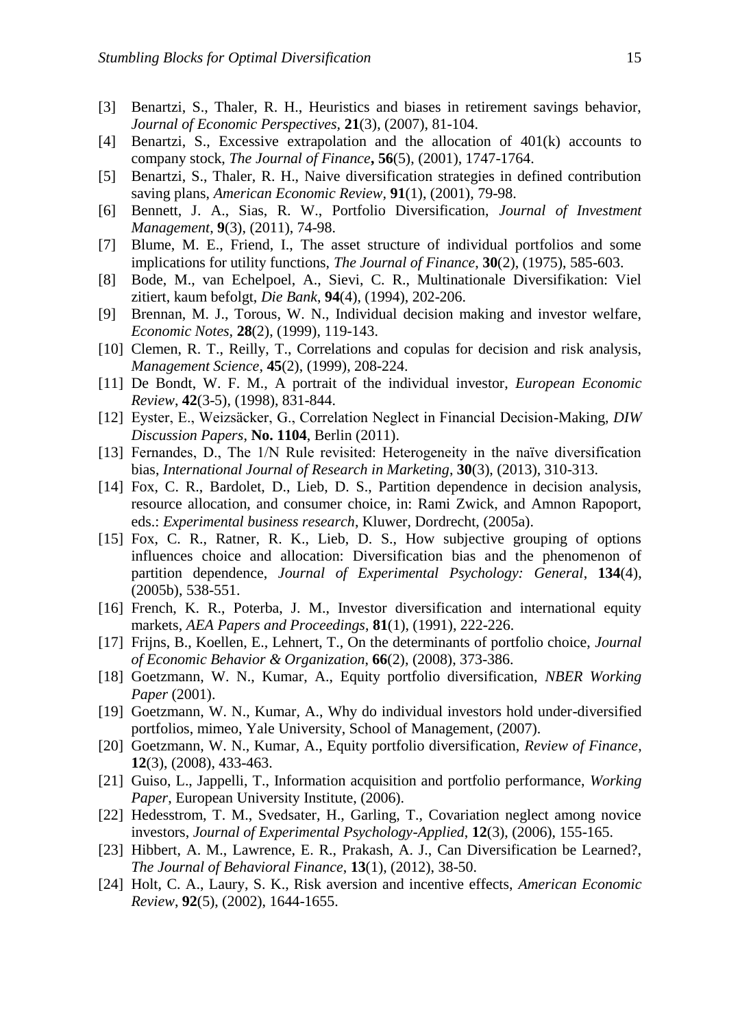[3] Benartzi, S., Thaler, R. H., Heuristics and biases in retirement savings behavior, *Journal of Economic Perspectives*, **21**(3), (2007), 81-104.

[4] Benartzi, S., Excessive extrapolation and the allocation of 401(k) accounts to company stock, *The Journal of Finance*, **56**(5), (2001), 1747-1764.

[5] Benartzi, S., Thaler, R. H., Naive diversification strategies in defined contribution saving plans, *American Economic Review*, **91**(1), (2001), 79-98.

[6] Bennett, J. A., Sias, R. W., Portfolio Diversification, *Journal of Investment Management*, **9**(3), (2011), 74-98.

[7] Blume, M. E., Friend, I., The asset structure of individual portfolios and some implications for utility functions, *The Journal of Finance*, **30**(2), (1975), 585-603.

[8] Bode, M., van Echelpoel, A., Sievi, C. R., Multinationale Diversifikation: Viel zitiert, kaum befolgt, *Die Bank*, **94**(4), (1994), 202-206.

[9] Brennan, M. J., Torous, W. N., Individual decision making and investor welfare, *Economic Notes*, **28**(2), (1999), 119-143.

[10] Clemen, R. T., Reilly, T., Correlations and copulas for decision and risk analysis, *Management Science*, **45**(2), (1999), 208-224.

[11] De Bondt, W. F. M., A portrait of the individual investor, *European Economic Review*, **42**(3-5), (1998), 831-844.

[12] Eyster, E., Weizsäcker, G., Correlation Neglect in Financial Decision-Making, *DIW Discussion Papers*, **No. 1104**, Berlin (2011).

[13] Fernandes, D., The 1/N Rule revisited: Heterogeneity in the naïve diversification bias, *International Journal of Research in Marketing*, **30**(3), (2013), 310-313.

[14] Fox, C. R., Bardolet, D., Lieb, D. S., Partition dependence in decision analysis, resource allocation, and consumer choice, in: Rami Zwick, and Amnon Rapoport, eds.: *Experimental business research*, Kluwer, Dordrecht, (2005a).

[15] Fox, C. R., Ratner, R. K., Lieb, D. S., How subjective grouping of options influences choice and allocation: Diversification bias and the phenomenon of partition dependence, *Journal of Experimental Psychology: General*, **134**(4), (2005b), 538-551.

[16] French, K. R., Poterba, J. M., Investor diversification and international equity markets, *AEA Papers and Proceedings*, **81**(1), (1991), 222-226.

[17] Frijns, B., Koellen, E., Lehnert, T., On the determinants of portfolio choice, *Journal of Economic Behavior & Organization*, **66**(2), (2008), 373-386.

[18] Goetzmann, W. N., Kumar, A., Equity portfolio diversification, *NBER Working Paper* (2001).

[19] Goetzmann, W. N., Kumar, A., Why do individual investors hold under-diversified portfolios, mimeo, Yale University, School of Management, (2007).

[20] Goetzmann, W. N., Kumar, A., Equity portfolio diversification, *Review of Finance*, **12**(3), (2008), 433-463.

[21] Guiso, L., Jappelli, T., Information acquisition and portfolio performance, *Working Paper*, European University Institute, (2006).

[22] Hedesstrom, T. M., Svedsater, H., Garling, T., Covariation neglect among novice investors, *Journal of Experimental Psychology-Applied*, **12**(3), (2006), 155-165.

[23] Hibbert, A. M., Lawrence, E. R., Prakash, A. J., Can Diversification be Learned?, *The Journal of Behavioral Finance*, **13**(1), (2012), 38-50.

[24] Holt, C. A., Laury, S. K., Risk aversion and incentive effects, *American Economic Review*, **92**(5), (2002), 1644-1655.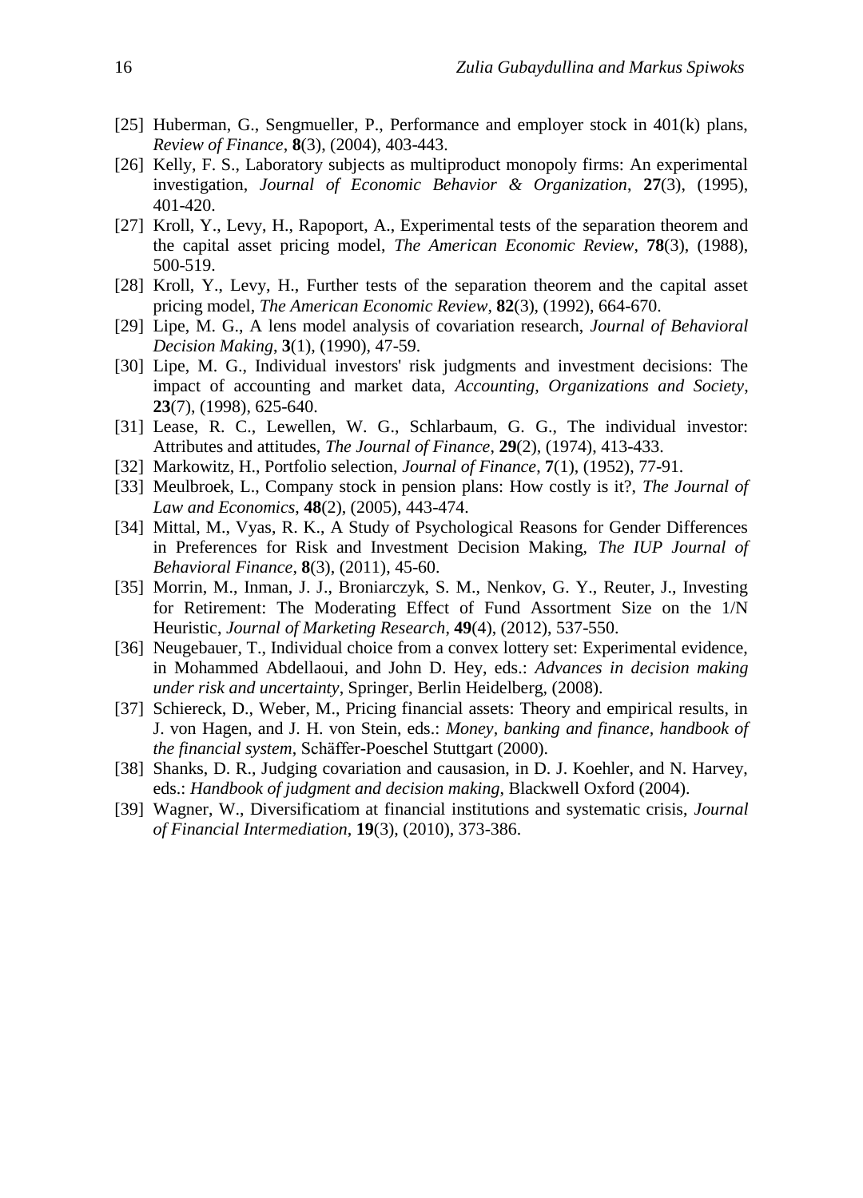[25] Huberman, G., Sengmueller, P., Performance and employer stock in 401(k) plans, *Review of Finance*, **8**(3), (2004), 403-443.

[26] Kelly, F. S., Laboratory subjects as multiproduct monopoly firms: An experimental investigation, *Journal of Economic Behavior & Organization*, **27**(3), (1995), 401-420.

[27] Kroll, Y., Levy, H., Rapoport, A., Experimental tests of the separation theorem and the capital asset pricing model, *The American Economic Review*, **78**(3), (1988), 500-519.

[28] Kroll, Y., Levy, H., Further tests of the separation theorem and the capital asset pricing model, *The American Economic Review*, **82**(3), (1992), 664-670.

[29] Lipe, M. G., A lens model analysis of covariation research, *Journal of Behavioral Decision Making*, **3**(1), (1990), 47-59.

[30] Lipe, M. G., Individual investors' risk judgments and investment decisions: The impact of accounting and market data, *Accounting, Organizations and Society*, **23**(7), (1998), 625-640.

[31] Lease, R. C., Lewellen, W. G., Schlarbaum, G. G., The individual investor: Attributes and attitudes, *The Journal of Finance*, **29**(2), (1974), 413-433.

[32] Markowitz, H., Portfolio selection, *Journal of Finance*, **7**(1), (1952), 77-91.

[33] Meulbroek, L., Company stock in pension plans: How costly is it?, *The Journal of Law and Economics*, **48**(2), (2005), 443-474.

[34] Mittal, M., Vyas, R. K., A Study of Psychological Reasons for Gender Differences in Preferences for Risk and Investment Decision Making, *The IUP Journal of Behavioral Finance*, **8**(3), (2011), 45-60.

[35] Morrin, M., Inman, J. J., Broniarczyk, S. M., Nenkov, G. Y., Reuter, J., Investing for Retirement: The Moderating Effect of Fund Assortment Size on the 1/N Heuristic, *Journal of Marketing Research*, **49**(4), (2012), 537-550.

[36] Neugebauer, T., Individual choice from a convex lottery set: Experimental evidence, in Mohammed Abdellaoui, and John D. Hey, eds.: *Advances in decision making under risk and uncertainty*, Springer, Berlin Heidelberg, (2008).

[37] Schiereck, D., Weber, M., Pricing financial assets: Theory and empirical results, in J. von Hagen, and J. H. von Stein, eds.: *Money, banking and finance, handbook of the financial system*, Schäffer-Poeschel Stuttgart (2000).

[38] Shanks, D. R., Judging covariation and causasion, in D. J. Koehler, and N. Harvey, eds.: *Handbook of judgment and decision making*, Blackwell Oxford (2004).

[39] Wagner, W., Diversificatiom at financial institutions and systematic crisis, *Journal of Financial Intermediation*, **19**(3), (2010), 373-386.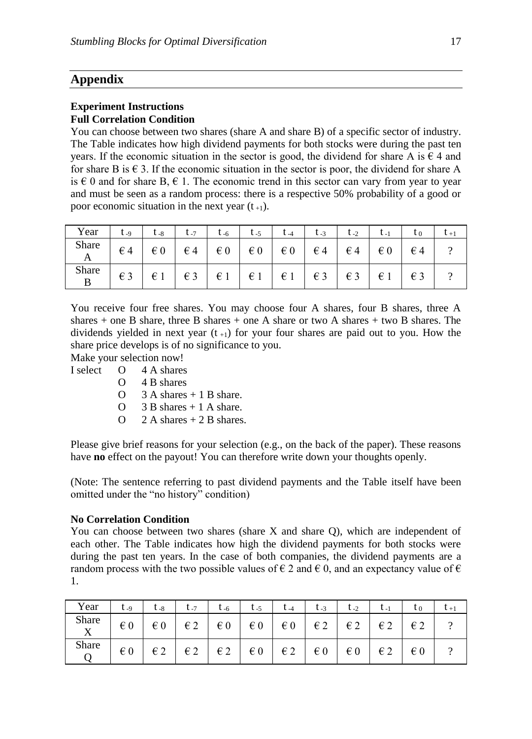## Appendix

### Experiment Instructions

#### Full Correlation Condition

You can choose between two shares (share A and share B) of a specific sector of industry. The Table indicates how high dividend payments for both stocks were during the past ten years. If the economic situation in the sector is good, the dividend for share A is € 4 and for share B is € 3. If the economic situation in the sector is poor, the dividend for share A is € 0 and for share B, € 1. The economic trend in this sector can vary from year to year and must be seen as a random process: there is a respective 50% probability of a good or poor economic situation in the next year ($t_{+1}$).

| Year | $t_{-9}$ | $t_{-8}$ | $t_{-7}$ | $t_{-6}$ | $t_{-5}$ | $t_{-4}$ | $t_{-3}$ | $t_{-2}$ | $t_{-1}$ | $t_0$ | $t_{+1}$ |
|---|---|---|---|---|---|---|---|---|---|---|---|
| Share A | € 4 | € 0 | € 4 | € 0 | € 0 | € 0 | € 4 | € 4 | € 0 | € 4 | ? |
| Share B | € 3 | € 1 | € 3 | € 1 | € 1 | € 1 | € 3 | € 3 | € 1 | € 3 | ? |

You receive four free shares. You may choose four A shares, four B shares, three A shares + one B share, three B shares + one A share or two A shares + two B shares. The dividends yielded in next year ($t_{+1}$) for your four shares are paid out to you. How the share price develops is of no significance to you.

Make your selection now!

I select
- O 4 A shares
- O 4 B shares
- O 3 A shares + 1 B share.
- O 3 B shares + 1 A share.
- O 2 A shares + 2 B shares.

Please give brief reasons for your selection (e.g., on the back of the paper). These reasons have **no** effect on the payout! You can therefore write down your thoughts openly.

(Note: The sentence referring to past dividend payments and the Table itself have been omitted under the "no history" condition)

#### No Correlation Condition

You can choose between two shares (share X and share Q), which are independent of each other. The Table indicates how high the dividend payments for both stocks were during the past ten years. In the case of both companies, the dividend payments are a random process with the two possible values of € 2 and € 0, and an expectancy value of € 1.

| Year | $t_{-9}$ | $t_{-8}$ | $t_{-7}$ | $t_{-6}$ | $t_{-5}$ | $t_{-4}$ | $t_{-3}$ | $t_{-2}$ | $t_{-1}$ | $t_0$ | $t_{+1}$ |
|---|---|---|---|---|---|---|---|---|---|---|---|
| Share X | € 0 | € 0 | € 2 | € 0 | € 0 | € 0 | € 2 | € 2 | € 2 | € 2 | ? |
| Share Q | € 0 | € 2 | € 2 | € 2 | € 0 | € 2 | € 0 | € 0 | € 2 | € 0 | ? |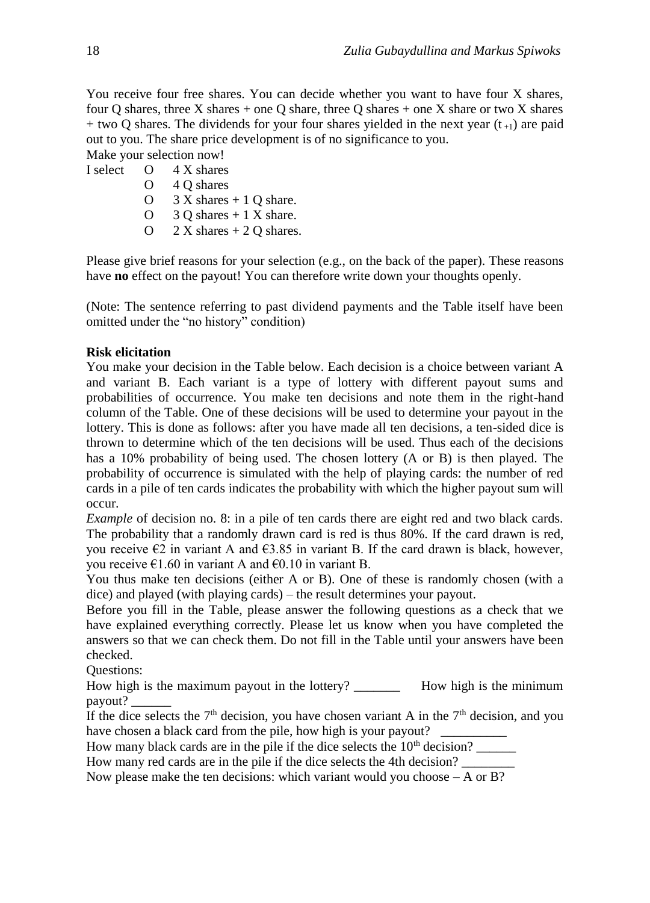You receive four free shares. You can decide whether you want to have four X shares, four Q shares, three X shares + one Q share, three Q shares + one X share or two X shares + two Q shares. The dividends for your four shares yielded in the next year ($t_{+1}$) are paid out to you. The share price development is of no significance to you.

Make your selection now!

I select
- O 4 X shares
- O 4 Q shares
- O 3 X shares + 1 Q share.
- O 3 Q shares + 1 X share.
- O 2 X shares + 2 Q shares.

Please give brief reasons for your selection (e.g., on the back of the paper). These reasons have **no** effect on the payout! You can therefore write down your thoughts openly.

(Note: The sentence referring to past dividend payments and the Table itself have been omitted under the "no history" condition)

**Risk elicitation**

You make your decision in the Table below. Each decision is a choice between variant A and variant B. Each variant is a type of lottery with different payout sums and probabilities of occurrence. You make ten decisions and note them in the right-hand column of the Table. One of these decisions will be used to determine your payout in the lottery. This is done as follows: after you have made all ten decisions, a ten-sided dice is thrown to determine which of the ten decisions will be used. Thus each of the decisions has a 10% probability of being used. The chosen lottery (A or B) is then played. The probability of occurrence is simulated with the help of playing cards: the number of red cards in a pile of ten cards indicates the probability with which the higher payout sum will occur.

*Example* of decision no. 8: in a pile of ten cards there are eight red and two black cards. The probability that a randomly drawn card is red is thus 80%. If the card drawn is red, you receive €2 in variant A and €3.85 in variant B. If the card drawn is black, however, you receive €1.60 in variant A and €0.10 in variant B.

You thus make ten decisions (either A or B). One of these is randomly chosen (with a dice) and played (with playing cards) – the result determines your payout.

Before you fill in the Table, please answer the following questions as a check that we have explained everything correctly. Please let us know when you have completed the answers so that we can check them. Do not fill in the Table until your answers have been checked.

Questions:

How high is the maximum payout in the lottery? _______ How high is the minimum payout? ______

If the dice selects the 7th decision, you have chosen variant A in the 7th decision, and you have chosen a black card from the pile, how high is your payout? __________

How many black cards are in the pile if the dice selects the 10th decision? ______

How many red cards are in the pile if the dice selects the 4th decision? ________

Now please make the ten decisions: which variant would you choose – A or B?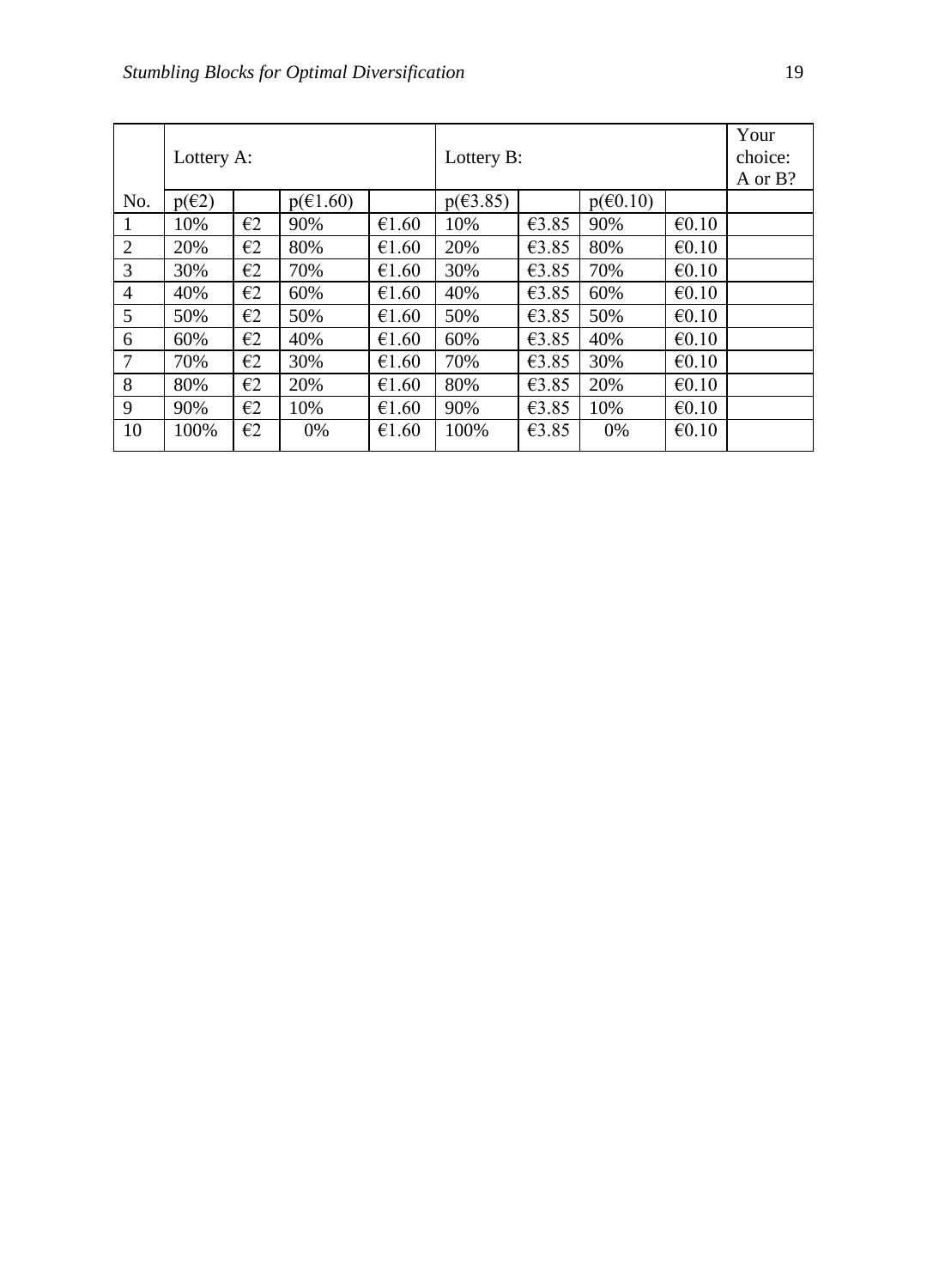| | Lottery A: | | | | Lottery B: | | | | Your choice: A or B? |
|---|---|---|---|---|---|---|---|---|---|
| No. | p(€2) | | p(€1.60) | | p(€3.85) | | p(€0.10) | | |
| 1 | 10% | €2 | 90% | €1.60 | 10% | €3.85 | 90% | €0.10 | |
| 2 | 20% | €2 | 80% | €1.60 | 20% | €3.85 | 80% | €0.10 | |
| 3 | 30% | €2 | 70% | €1.60 | 30% | €3.85 | 70% | €0.10 | |
| 4 | 40% | €2 | 60% | €1.60 | 40% | €3.85 | 60% | €0.10 | |
| 5 | 50% | €2 | 50% | €1.60 | 50% | €3.85 | 50% | €0.10 | |
| 6 | 60% | €2 | 40% | €1.60 | 60% | €3.85 | 40% | €0.10 | |
| 7 | 70% | €2 | 30% | €1.60 | 70% | €3.85 | 30% | €0.10 | |
| 8 | 80% | €2 | 20% | €1.60 | 80% | €3.85 | 20% | €0.10 | |
| 9 | 90% | €2 | 10% | €1.60 | 90% | €3.85 | 10% | €0.10 | |
| 10 | 100% | €2 | 0% | €1.60 | 100% | €3.85 | 0% | €0.10 | |